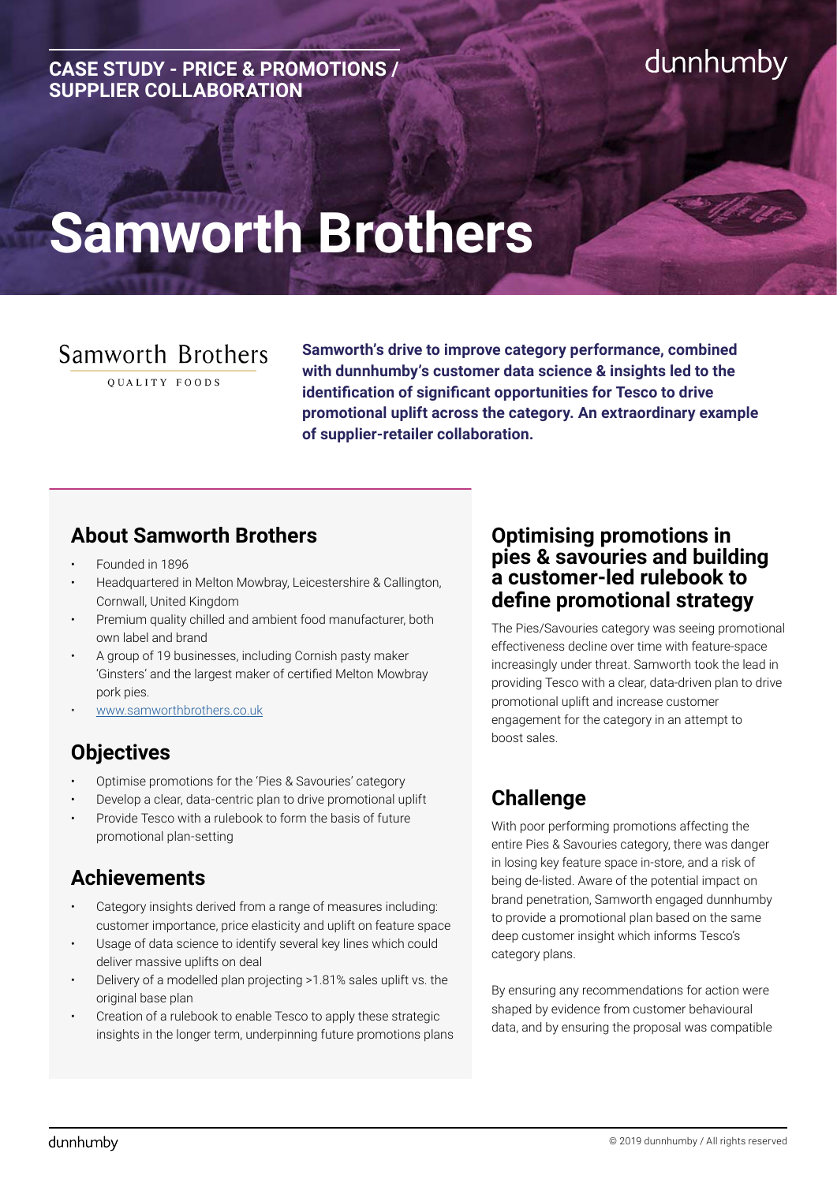**CASE STUDY - PRICE & PROMOTIONS / SUPPLIER COLLABORATION**

dunnhumby

# Samworth Brothers

Samworth Brothers
QUALITY FOODS

**Samworth's drive to improve category performance, combined with dunnhumby's customer data science & insights led to the identification of significant opportunities for Tesco to drive promotional uplift across the category. An extraordinary example of supplier-retailer collaboration.**

## About Samworth Brothers

- Founded in 1896
- Headquartered in Melton Mowbray, Leicestershire & Callington, Cornwall, United Kingdom
- Premium quality chilled and ambient food manufacturer, both own label and brand
- A group of 19 businesses, including Cornish pasty maker 'Ginsters' and the largest maker of certified Melton Mowbray pork pies.
- www.samworthbrothers.co.uk

## Objectives

- Optimise promotions for the 'Pies & Savouries' category
- Develop a clear, data-centric plan to drive promotional uplift
- Provide Tesco with a rulebook to form the basis of future promotional plan-setting

## Achievements

- Category insights derived from a range of measures including: customer importance, price elasticity and uplift on feature space
- Usage of data science to identify several key lines which could deliver massive uplifts on deal
- Delivery of a modelled plan projecting >1.81% sales uplift vs. the original base plan
- Creation of a rulebook to enable Tesco to apply these strategic insights in the longer term, underpinning future promotions plans

## Optimising promotions in pies & savouries and building a customer-led rulebook to define promotional strategy

The Pies/Savouries category was seeing promotional effectiveness decline over time with feature-space increasingly under threat. Samworth took the lead in providing Tesco with a clear, data-driven plan to drive promotional uplift and increase customer engagement for the category in an attempt to boost sales.

## Challenge

With poor performing promotions affecting the entire Pies & Savouries category, there was danger in losing key feature space in-store, and a risk of being de-listed. Aware of the potential impact on brand penetration, Samworth engaged dunnhumby to provide a promotional plan based on the same deep customer insight which informs Tesco's category plans.

By ensuring any recommendations for action were shaped by evidence from customer behavioural data, and by ensuring the proposal was compatible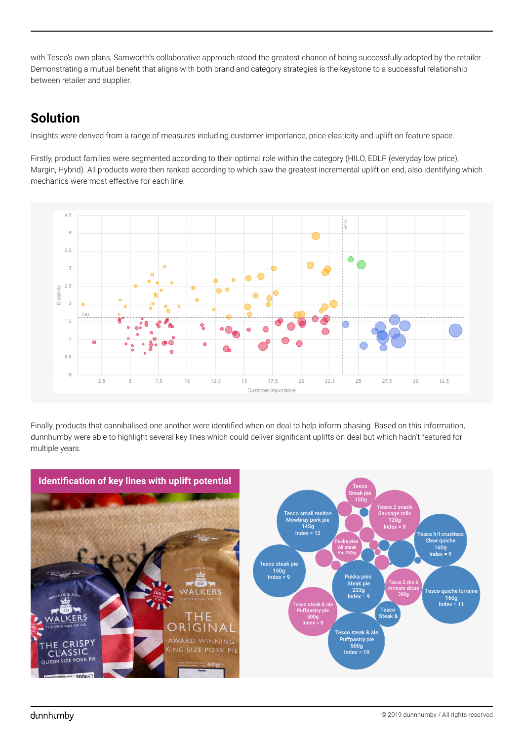with Tesco's own plans, Samworth's collaborative approach stood the greatest chance of being successfully adopted by the retailer. Demonstrating a mutual benefit that aligns with both brand and category strategies is the keystone to a successful relationship between retailer and supplier.

## Solution

Insights were derived from a range of measures including customer importance, price elasticity and uplift on feature space.

Firstly, product families were segmented according to their optimal role within the category (HILO, EDLP (everyday low price), Margin, Hybrid). All products were then ranked according to which saw the greatest incremental uplift on end, also identifying which mechanics were most effective for each line.

Finally, products that cannibalised one another were identified when on deal to help inform phasing. Based on this information, dunnhumby were able to highlight several key lines which could deliver significant uplifts on deal but which hadn't featured for multiple years.

**Identification of key lines with uplift potential**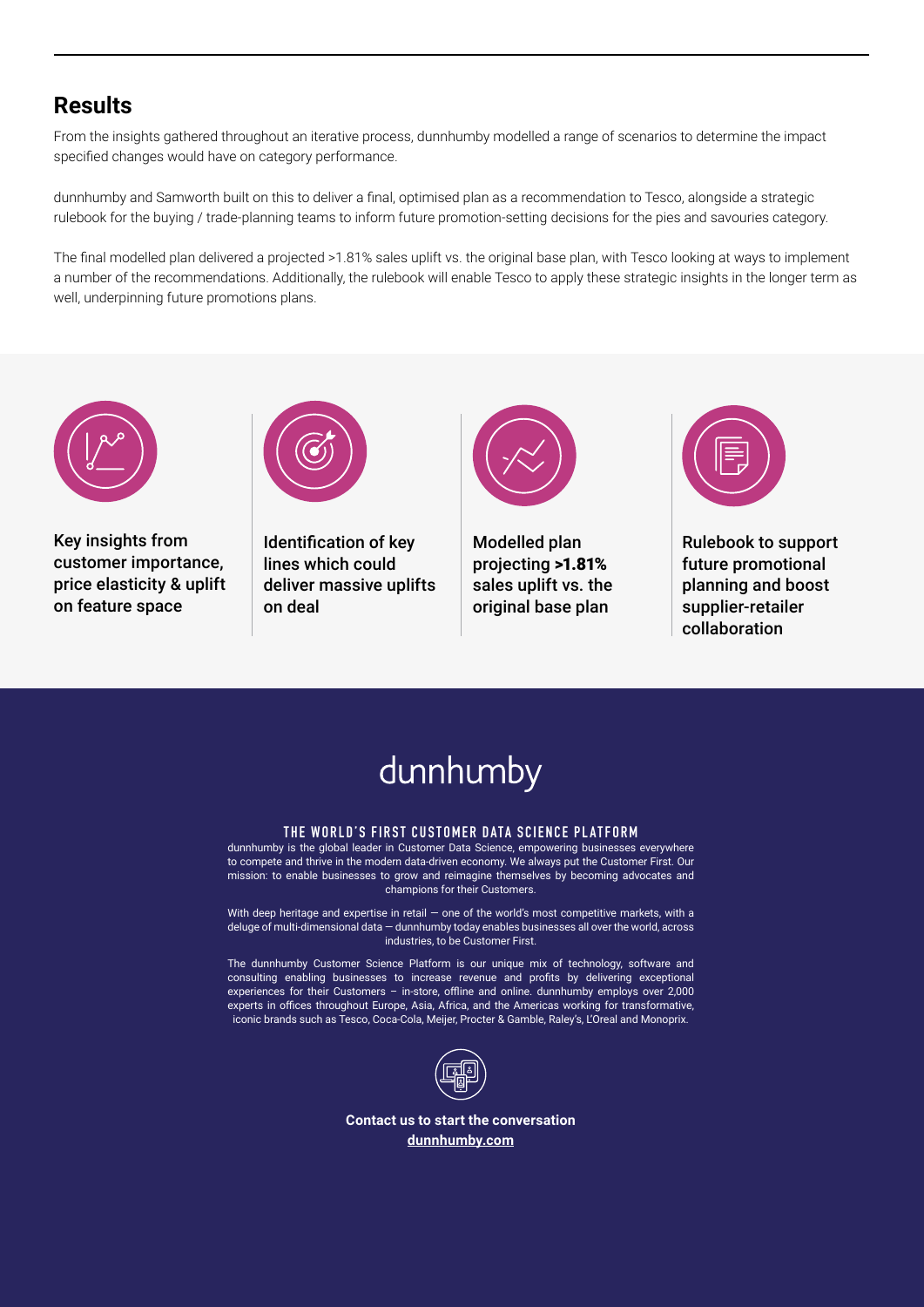## Results

From the insights gathered throughout an iterative process, dunnhumby modelled a range of scenarios to determine the impact specified changes would have on category performance.

dunnhumby and Samworth built on this to deliver a final, optimised plan as a recommendation to Tesco, alongside a strategic rulebook for the buying / trade-planning teams to inform future promotion-setting decisions for the pies and savouries category.

The final modelled plan delivered a projected >1.81% sales uplift vs. the original base plan, with Tesco looking at ways to implement a number of the recommendations. Additionally, the rulebook will enable Tesco to apply these strategic insights in the longer term as well, underpinning future promotions plans.

Key insights from customer importance, price elasticity & uplift on feature space

Identification of key lines which could deliver massive uplifts on deal

Modelled plan projecting **>1.81%** sales uplift vs. the original base plan

Rulebook to support future promotional planning and boost supplier-retailer collaboration

dunnhumby

**THE WORLD'S FIRST CUSTOMER DATA SCIENCE PLATFORM**

dunnhumby is the global leader in Customer Data Science, empowering businesses everywhere to compete and thrive in the modern data-driven economy. We always put the Customer First. Our mission: to enable businesses to grow and reimagine themselves by becoming advocates and champions for their Customers.

With deep heritage and expertise in retail — one of the world's most competitive markets, with a deluge of multi-dimensional data — dunnhumby today enables businesses all over the world, across industries, to be Customer First.

The dunnhumby Customer Science Platform is our unique mix of technology, software and consulting enabling businesses to increase revenue and profits by delivering exceptional experiences for their Customers – in-store, offline and online. dunnhumby employs over 2,000 experts in offices throughout Europe, Asia, Africa, and the Americas working for transformative, iconic brands such as Tesco, Coca-Cola, Meijer, Procter & Gamble, Raley's, L'Oreal and Monoprix.

**Contact us to start the conversation**

**dunnhumby.com**